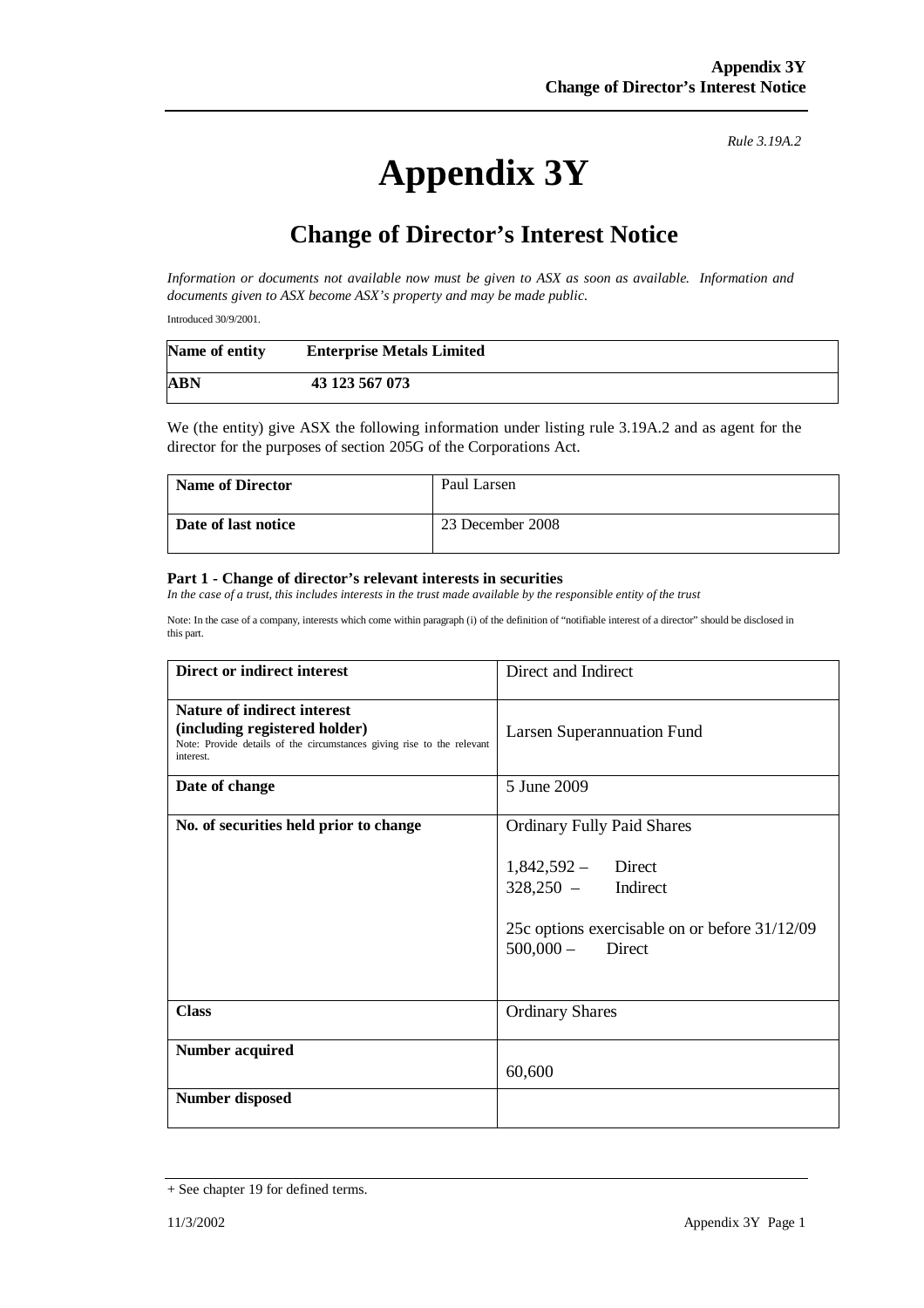*Rule 3.19A.2*

# Appendix 3Y

## Change of Director's Interest Notice

*Information or documents not available now must be given to ASX as soon as available. Information and documents given to ASX become ASX's property and may be made public.*

Introduced 30/9/2001.

| **Name of entity** | **Enterprise Metals Limited** |
|---|---|
| **ABN** | **43 123 567 073** |

We (the entity) give ASX the following information under listing rule 3.19A.2 and as agent for the director for the purposes of section 205G of the Corporations Act.

| **Name of Director** | Paul Larsen |
|---|---|
| **Date of last notice** | 23 December 2008 |

**Part 1 - Change of director's relevant interests in securities**

*In the case of a trust, this includes interests in the trust made available by the responsible entity of the trust*

Note: In the case of a company, interests which come within paragraph (i) of the definition of "notifiable interest of a director" should be disclosed in this part.

| **Direct or indirect interest** | Direct and Indirect |
|---|---|
| **Nature of indirect interest (including registered holder)** Note: Provide details of the circumstances giving rise to the relevant interest. | Larsen Superannuation Fund |
| **Date of change** | 5 June 2009 |
| **No. of securities held prior to change** | Ordinary Fully Paid Shares<br><br>1,842,592 – Direct<br>328,250 – Indirect<br><br>25c options exercisable on or before 31/12/09<br>500,000 – Direct |
| **Class** | Ordinary Shares |
| **Number acquired** | 60,600 |
| **Number disposed** | |

+ See chapter 19 for defined terms.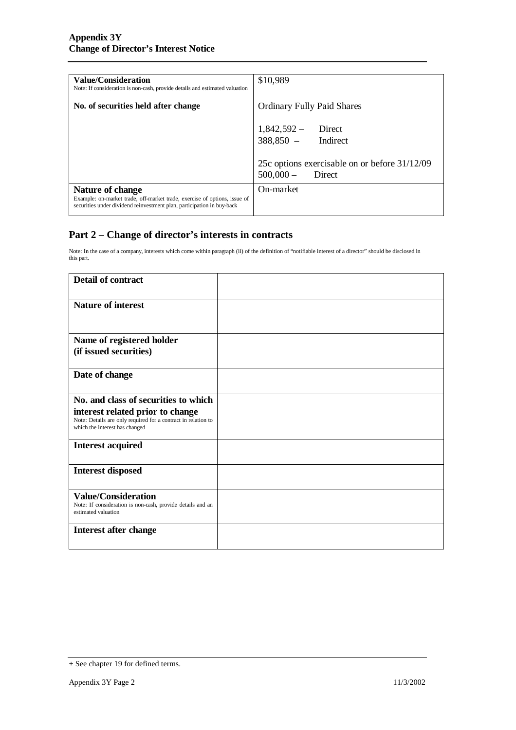| | |
|---|---|
| **Value/Consideration**<br>Note: If consideration is non-cash, provide details and estimated valuation | $10,989 |
| **No. of securities held after change** | Ordinary Fully Paid Shares<br><br>1,842,592 – Direct<br>388,850 – Indirect<br><br>25c options exercisable on or before 31/12/09<br>500,000 – Direct |
| **Nature of change**<br>Example: on-market trade, off-market trade, exercise of options, issue of securities under dividend reinvestment plan, participation in buy-back | On-market |

## Part 2 – Change of director's interests in contracts

Note: In the case of a company, interests which come within paragraph (ii) of the definition of "notifiable interest of a director" should be disclosed in this part.

| | |
|---|---|
| **Detail of contract** | |
| **Nature of interest** | |
| **Name of registered holder (if issued securities)** | |
| **Date of change** | |
| **No. and class of securities to which interest related prior to change**<br>Note: Details are only required for a contract in relation to which the interest has changed | |
| **Interest acquired** | |
| **Interest disposed** | |
| **Value/Consideration**<br>Note: If consideration is non-cash, provide details and an estimated valuation | |
| **Interest after change** | |

+ See chapter 19 for defined terms.